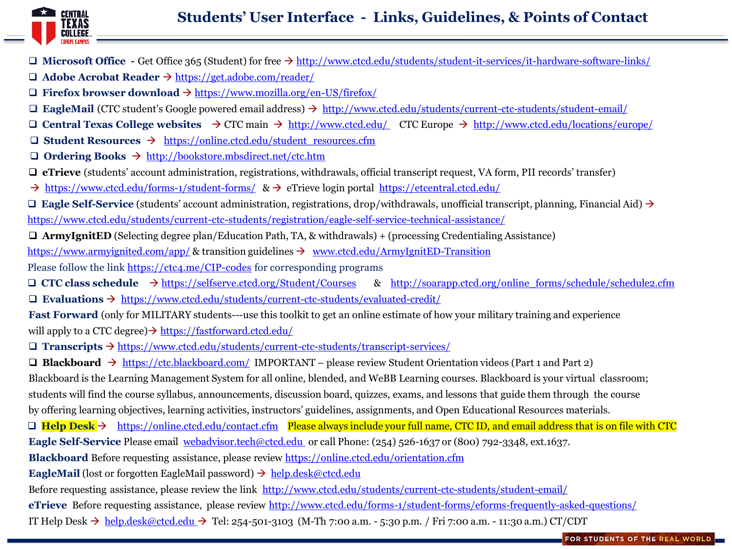# Students' User Interface - Links, Guidelines, & Points of Contact

- **Microsoft Office** - Get Office 365 (Student) for free → http://www.ctcd.edu/students/student-it-services/it-hardware-software-links/
- **Adobe Acrobat Reader** → https://get.adobe.com/reader/
- **Firefox browser download** → https://www.mozilla.org/en-US/firefox/
- **EagleMail** (CTC student's Google powered email address) → http://www.ctcd.edu/students/current-ctc-students/student-email/
- **Central Texas College websites** → CTC main → http://www.ctcd.edu/ CTC Europe → http://www.ctcd.edu/locations/europe/
- **Student Resources** → https://online.ctcd.edu/student_resources.cfm
- **Ordering Books** → http://bookstore.mbsdirect.net/ctc.htm
- **eTrieve** (students' account administration, registrations, withdrawals, official transcript request, VA form, PII records' transfer) → https://www.ctcd.edu/forms-1/student-forms/ & → eTrieve login portal https://etcentral.ctcd.edu/
- **Eagle Self-Service** (students' account administration, registrations, drop/withdrawals, unofficial transcript, planning, Financial Aid) → https://www.ctcd.edu/students/current-ctc-students/registration/eagle-self-service-technical-assistance/
- **ArmyIgnitED** (Selecting degree plan/Education Path, TA, & withdrawals) + (processing Credentialing Assistance) https://www.armyignited.com/app/ & transition guidelines → www.ctcd.edu/ArmyIgnitED-Transition

Please follow the link https://ctc4.me/CIP-codes for corresponding programs

- **CTC class schedule** → https://selfserve.ctcd.org/Student/Courses & http://soarapp.ctcd.org/online_forms/schedule/schedule2.cfm
- **Evaluations** → https://www.ctcd.edu/students/current-ctc-students/evaluated-credit/

**Fast Forward** (only for MILITARY students---use this toolkit to get an online estimate of how your military training and experience will apply to a CTC degree)→ https://fastforward.ctcd.edu/

- **Transcripts** → https://www.ctcd.edu/students/current-ctc-students/transcript-services/
- **Blackboard** → https://ctc.blackboard.com/ IMPORTANT – please review Student Orientation videos (Part 1 and Part 2)

Blackboard is the Learning Management System for all online, blended, and WeBB Learning courses. Blackboard is your virtual classroom; students will find the course syllabus, announcements, discussion board, quizzes, exams, and lessons that guide them through the course by offering learning objectives, learning activities, instructors' guidelines, assignments, and Open Educational Resources materials.

- **Help Desk** → https://online.ctcd.edu/contact.cfm Please always include your full name, CTC ID, and email address that is on file with CTC

**Eagle Self-Service** Please email webadvisor.tech@ctcd.edu or call Phone: (254) 526-1637 or (800) 792-3348, ext.1637.

**Blackboard** Before requesting assistance, please review https://online.ctcd.edu/orientation.cfm

**EagleMail** (lost or forgotten EagleMail password) → help.desk@ctcd.edu

Before requesting assistance, please review the link http://www.ctcd.edu/students/current-ctc-students/student-email/

**eTrieve** Before requesting assistance, please review http://www.ctcd.edu/forms-1/student-forms/eforms-frequently-asked-questions/

IT Help Desk → help.desk@ctcd.edu → Tel: 254-501-3103 (M-Th 7:00 a.m. - 5:30 p.m. / Fri 7:00 a.m. - 11:30 a.m.) CT/CDT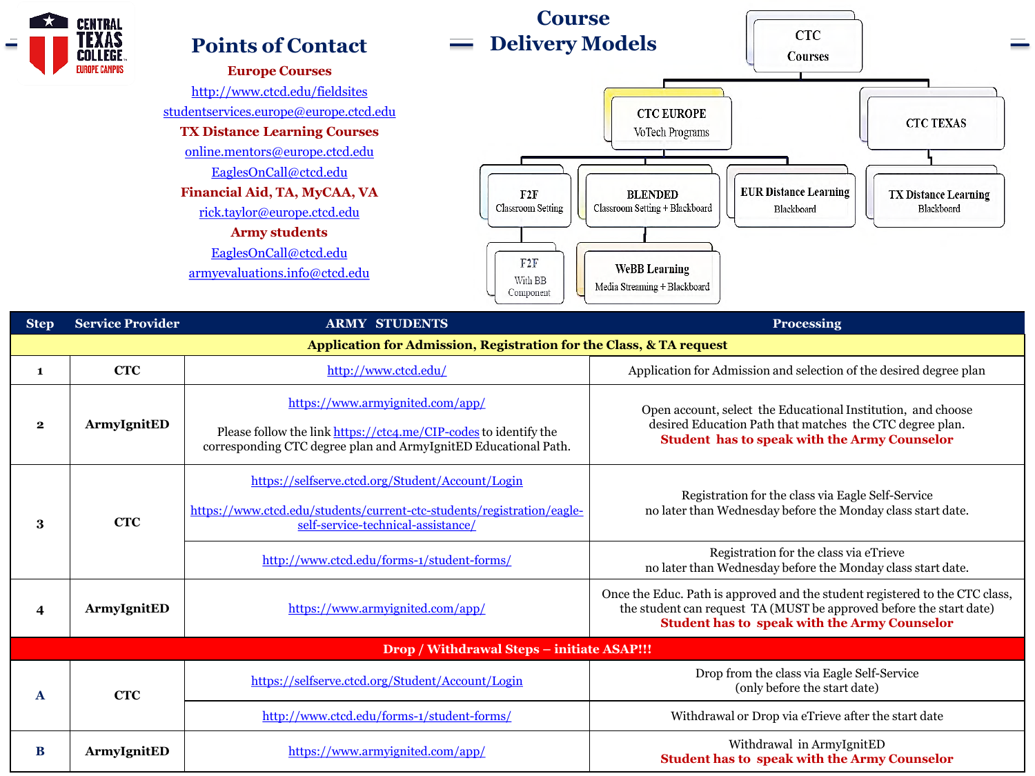CENTRAL TEXAS COLLEGE EUROPE CAMPUS

## Points of Contact

**Europe Courses**

http://www.ctcd.edu/fieldsites

studentservices.europe@europe.ctcd.edu

**TX Distance Learning Courses**

online.mentors@europe.ctcd.edu

EaglesOnCall@ctcd.edu

**Financial Aid, TA, MyCAA, VA**

rick.taylor@europe.ctcd.edu

**Army students**

EaglesOnCall@ctcd.edu

armyevaluations.info@ctcd.edu

## Course Delivery Models

CTC Courses

CTC EUROPE VoTech Programs

CTC TEXAS

F2F Classroom Setting

BLENDED Classroom Setting + Blackboard

EUR Distance Learning Blackboard

TX Distance Learning Blackboard

F2F With BB Component

WeBB Learning Media Streaming + Blackboard

| Step | Service Provider | ARMY STUDENTS | Processing |
|---|---|---|---|
| **Application for Admission, Registration for the Class, & TA request** | | | |
| 1 | **CTC** | http://www.ctcd.edu/ | Application for Admission and selection of the desired degree plan |
| 2 | **ArmyIgnitED** | https://www.armyignited.com/app/ Please follow the link https://ctc4.me/CIP-codes to identify the corresponding CTC degree plan and ArmyIgnitED Educational Path. | Open account, select the Educational Institution, and choose desired Education Path that matches the CTC degree plan. **Student has to speak with the Army Counselor** |
| 3 | **CTC** | https://selfserve.ctcd.org/Student/Account/Login https://www.ctcd.edu/students/current-ctc-students/registration/eagle-self-service-technical-assistance/ | Registration for the class via Eagle Self-Service no later than Wednesday before the Monday class start date. |
| | | http://www.ctcd.edu/forms-1/student-forms/ | Registration for the class via eTrieve no later than Wednesday before the Monday class start date. |
| 4 | **ArmyIgnitED** | https://www.armyignited.com/app/ | Once the Educ. Path is approved and the student registered to the CTC class, the student can request TA (MUST be approved before the start date) **Student has to speak with the Army Counselor** |
| **Drop / Withdrawal Steps – initiate ASAP!!!** | | | |
| A | **CTC** | https://selfserve.ctcd.org/Student/Account/Login | Drop from the class via Eagle Self-Service (only before the start date) |
| | | http://www.ctcd.edu/forms-1/student-forms/ | Withdrawal or Drop via eTrieve after the start date |
| B | **ArmyIgnitED** | https://www.armyignited.com/app/ | Withdrawal in ArmyIgnitED **Student has to speak with the Army Counselor** |